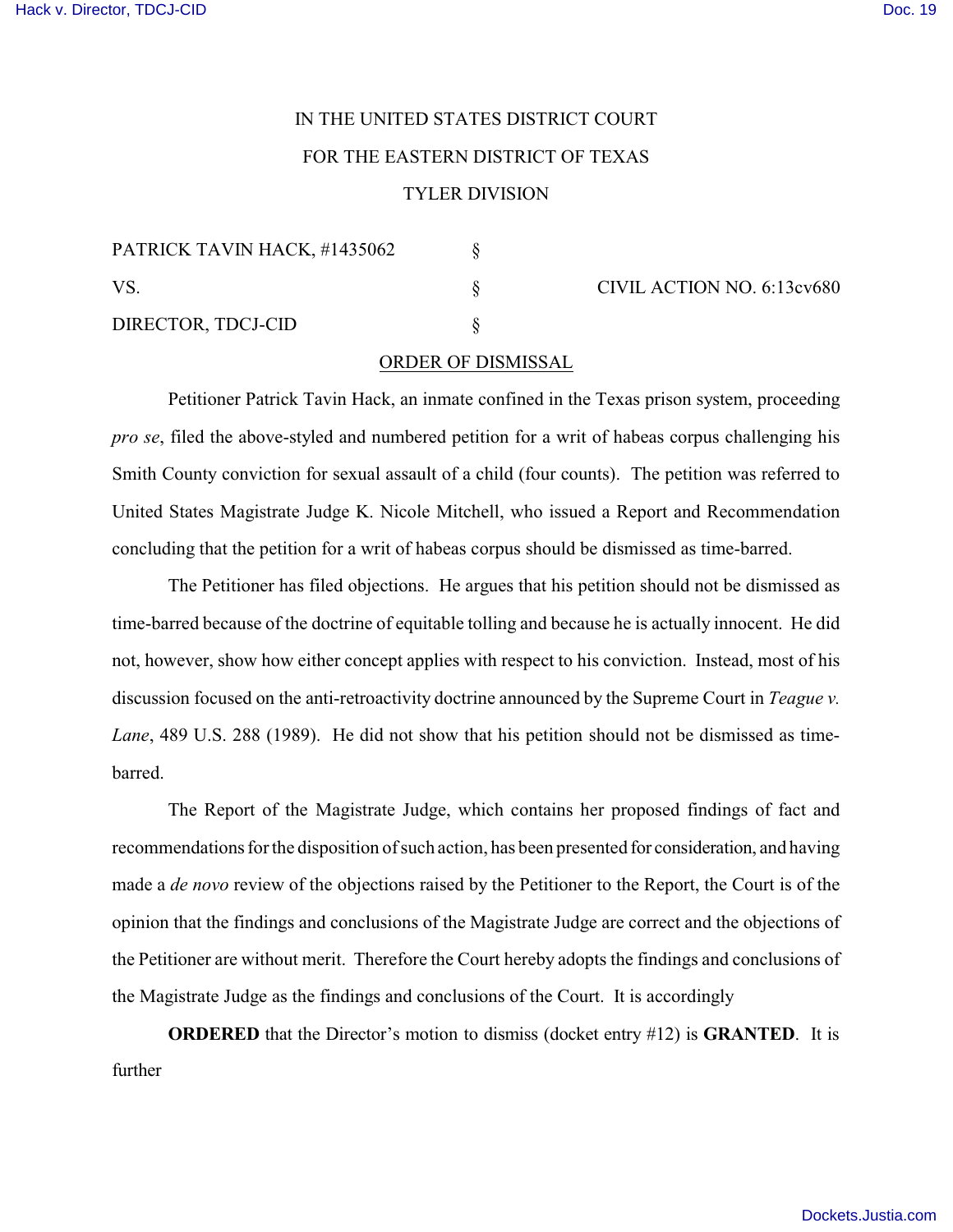IN THE UNITED STATES DISTRICT COURT

FOR THE EASTERN DISTRICT OF TEXAS

TYLER DIVISION

| | | |
|---|---|---|
| PATRICK TAVIN HACK, #1435062 | § | |
| VS. | § | CIVIL ACTION NO. 6:13cv680 |
| DIRECTOR, TDCJ-CID | § | |

ORDER OF DISMISSAL

Petitioner Patrick Tavin Hack, an inmate confined in the Texas prison system, proceeding *pro se*, filed the above-styled and numbered petition for a writ of habeas corpus challenging his Smith County conviction for sexual assault of a child (four counts). The petition was referred to United States Magistrate Judge K. Nicole Mitchell, who issued a Report and Recommendation concluding that the petition for a writ of habeas corpus should be dismissed as time-barred.

The Petitioner has filed objections. He argues that his petition should not be dismissed as time-barred because of the doctrine of equitable tolling and because he is actually innocent. He did not, however, show how either concept applies with respect to his conviction. Instead, most of his discussion focused on the anti-retroactivity doctrine announced by the Supreme Court in *Teague v. Lane*, 489 U.S. 288 (1989). He did not show that his petition should not be dismissed as time-barred.

The Report of the Magistrate Judge, which contains her proposed findings of fact and recommendations for the disposition of such action, has been presented for consideration, and having made a *de novo* review of the objections raised by the Petitioner to the Report, the Court is of the opinion that the findings and conclusions of the Magistrate Judge are correct and the objections of the Petitioner are without merit. Therefore the Court hereby adopts the findings and conclusions of the Magistrate Judge as the findings and conclusions of the Court. It is accordingly

**ORDERED** that the Director's motion to dismiss (docket entry #12) is **GRANTED**. It is further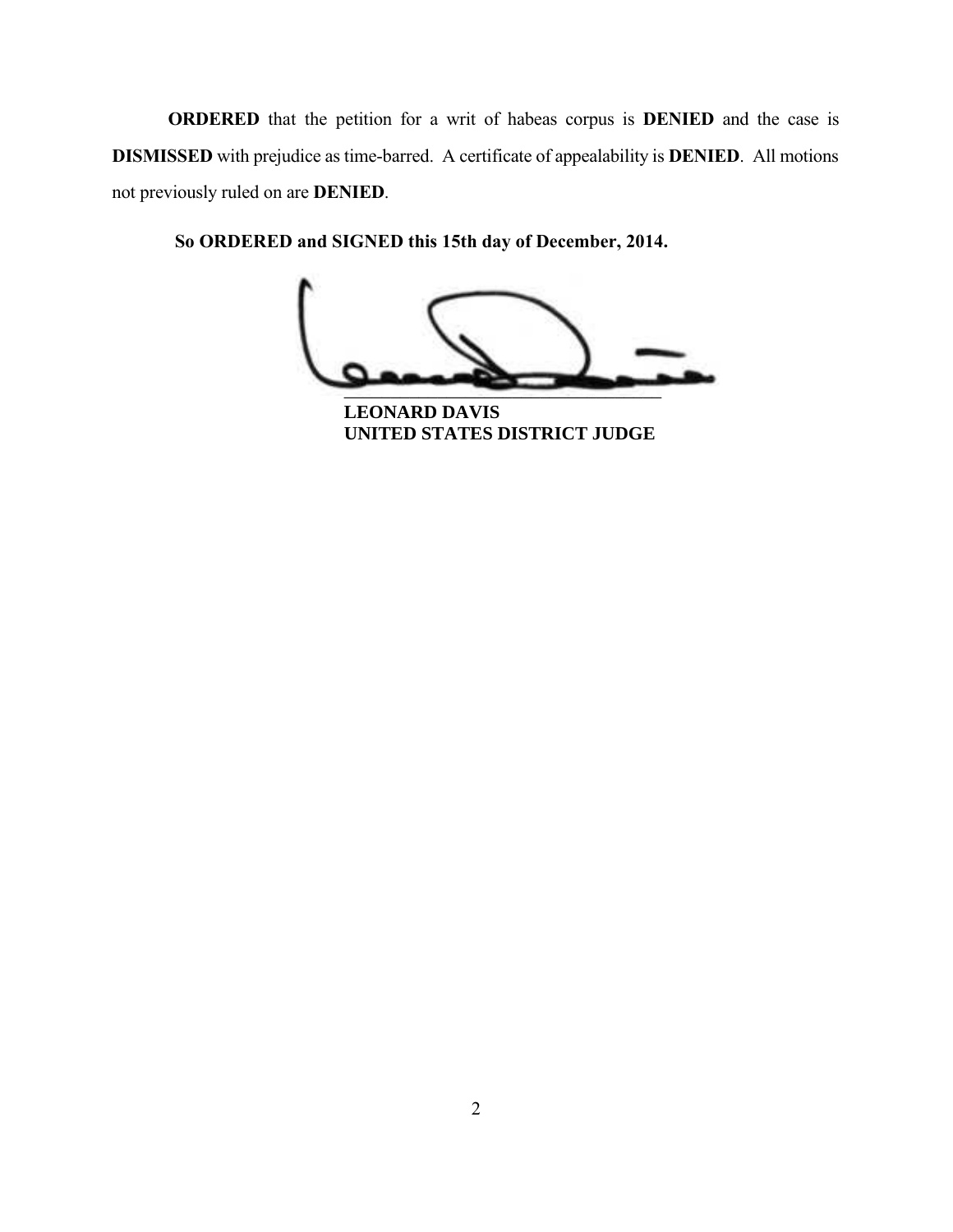**ORDERED** that the petition for a writ of habeas corpus is **DENIED** and the case is **DISMISSED** with prejudice as time-barred. A certificate of appealability is **DENIED**. All motions not previously ruled on are **DENIED**.

**So ORDERED and SIGNED this 15th day of December, 2014.**

**LEONARD DAVIS**
**UNITED STATES DISTRICT JUDGE**